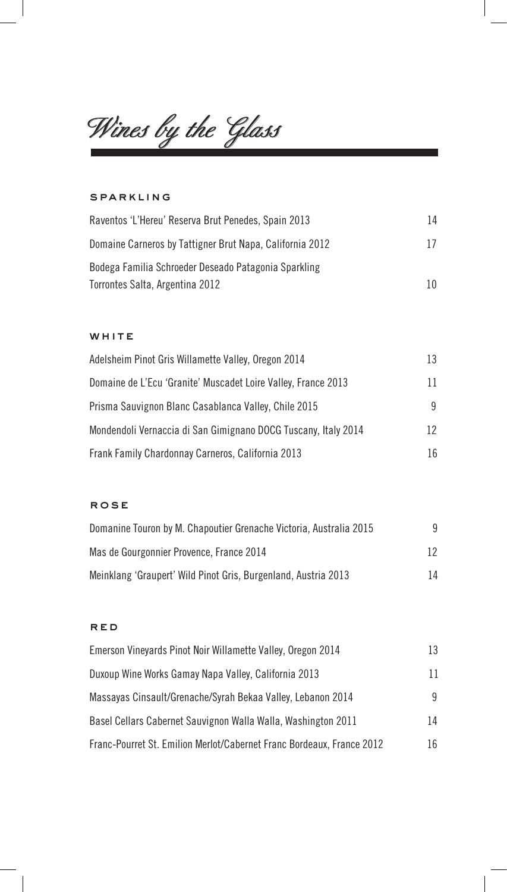# Wines by the Glass

## SPARKLING

| | |
|---|---|
| Raventos 'L'Hereu' Reserva Brut Penedes, Spain 2013 | 14 |
| Domaine Carneros by Tattigner Brut Napa, California 2012 | 17 |
| Bodega Familia Schroeder Deseado Patagonia Sparkling Torrontes Salta, Argentina 2012 | 10 |

## WHITE

| | |
|---|---|
| Adelsheim Pinot Gris Willamette Valley, Oregon 2014 | 13 |
| Domaine de L'Ecu 'Granite' Muscadet Loire Valley, France 2013 | 11 |
| Prisma Sauvignon Blanc Casablanca Valley, Chile 2015 | 9 |
| Mondendoli Vernaccia di San Gimignano DOCG Tuscany, Italy 2014 | 12 |
| Frank Family Chardonnay Carneros, California 2013 | 16 |

## ROSE

| | |
|---|---|
| Domanine Touron by M. Chapoutier Grenache Victoria, Australia 2015 | 9 |
| Mas de Gourgonnier Provence, France 2014 | 12 |
| Meinklang 'Graupert' Wild Pinot Gris, Burgenland, Austria 2013 | 14 |

## RED

| | |
|---|---|
| Emerson Vineyards Pinot Noir Willamette Valley, Oregon 2014 | 13 |
| Duxoup Wine Works Gamay Napa Valley, California 2013 | 11 |
| Massayas Cinsault/Grenache/Syrah Bekaa Valley, Lebanon 2014 | 9 |
| Basel Cellars Cabernet Sauvignon Walla Walla, Washington 2011 | 14 |
| Franc-Pourret St. Emilion Merlot/Cabernet Franc Bordeaux, France 2012 | 16 |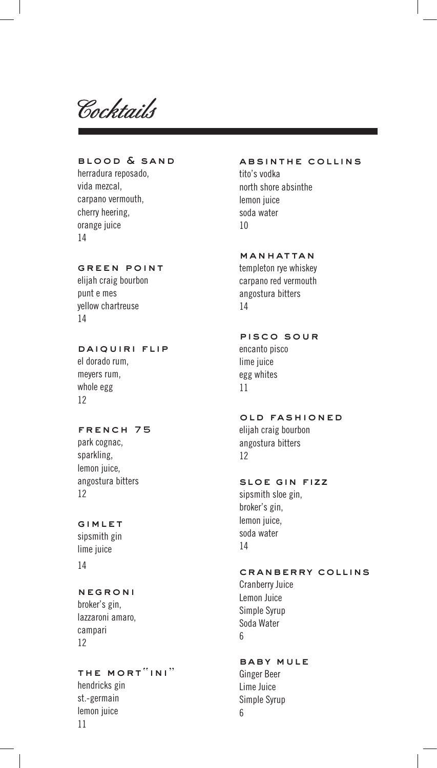# Cocktails

### BLOOD & SAND
herradura reposado,
vida mezcal,
carpano vermouth,
cherry heering,
orange juice
14

### GREEN POINT
elijah craig bourbon
punt e mes
yellow chartreuse
14

### DAIQUIRI FLIP
el dorado rum,
meyers rum,
whole egg
12

### FRENCH 75
park cognac,
sparkling,
lemon juice,
angostura bitters
12

### GIMLET
sipsmith gin
lime juice
14

### NEGRONI
broker's gin,
lazzaroni amaro,
campari
12

### THE MORT"INI"
hendricks gin
st.-germain
lemon juice
11

### ABSINTHE COLLINS
tito's vodka
north shore absinthe
lemon juice
soda water
10

### MANHATTAN
templeton rye whiskey
carpano red vermouth
angostura bitters
14

### PISCO SOUR
encanto pisco
lime juice
egg whites
11

### OLD FASHIONED
elijah craig bourbon
angostura bitters
12

### SLOE GIN FIZZ
sipsmith sloe gin,
broker's gin,
lemon juice,
soda water
14

### CRANBERRY COLLINS
Cranberry Juice
Lemon Juice
Simple Syrup
Soda Water
6

### BABY MULE
Ginger Beer
Lime Juice
Simple Syrup
6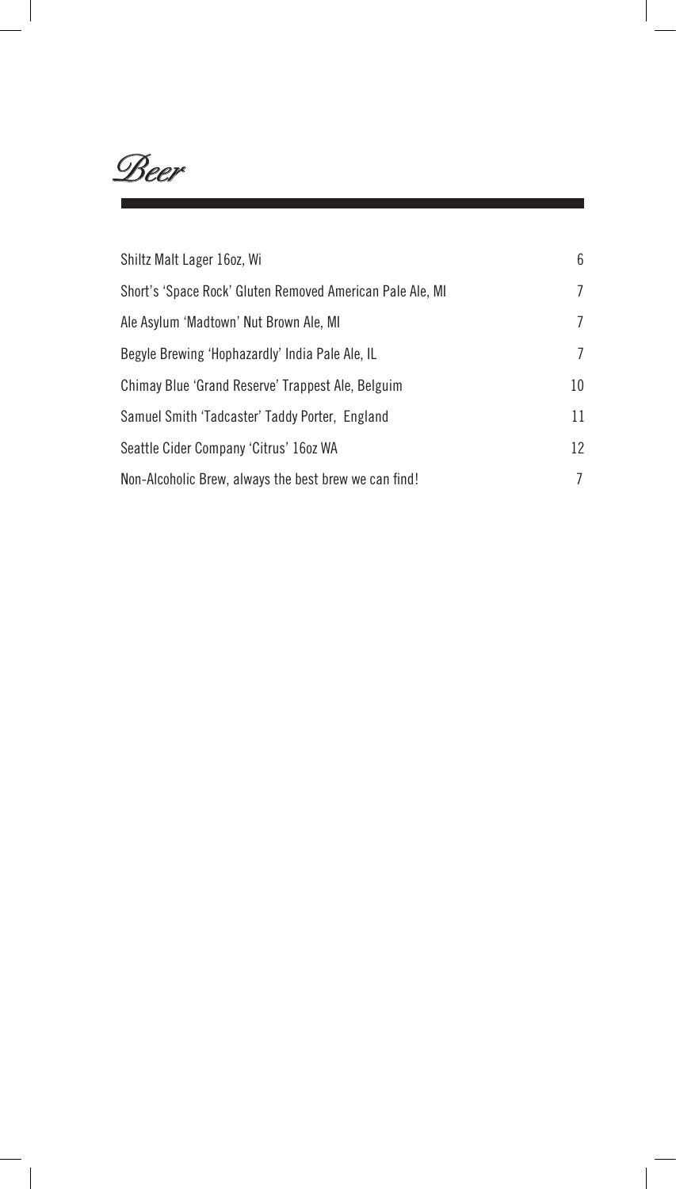# Beer

| | |
|---|---|
| Shiltz Malt Lager 16oz, Wi | 6 |
| Short's 'Space Rock' Gluten Removed American Pale Ale, MI | 7 |
| Ale Asylum 'Madtown' Nut Brown Ale, MI | 7 |
| Begyle Brewing 'Hophazardly' India Pale Ale, IL | 7 |
| Chimay Blue 'Grand Reserve' Trappest Ale, Belguim | 10 |
| Samuel Smith 'Tadcaster' Taddy Porter, England | 11 |
| Seattle Cider Company 'Citrus' 16oz WA | 12 |
| Non-Alcoholic Brew, always the best brew we can find! | 7 |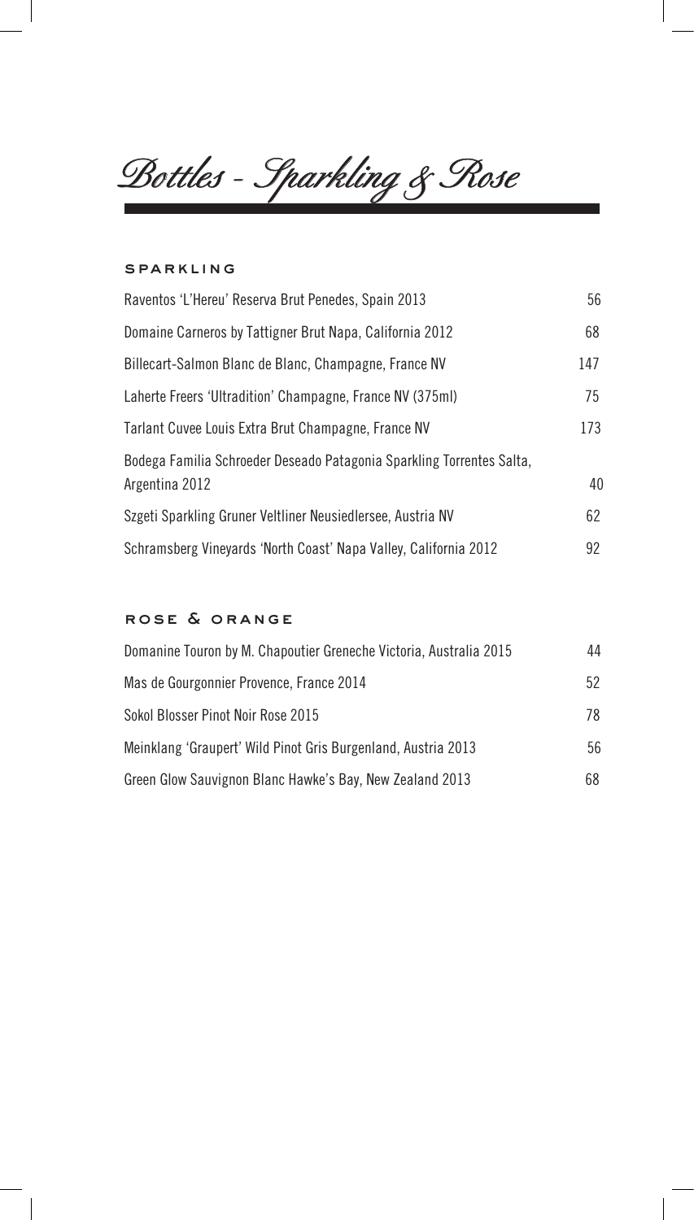# Bottles - Sparkling & Rose

## SPARKLING

| | |
|---|---|
| Raventos 'L'Hereu' Reserva Brut Penedes, Spain 2013 | 56 |
| Domaine Carneros by Tattigner Brut Napa, California 2012 | 68 |
| Billecart-Salmon Blanc de Blanc, Champagne, France NV | 147 |
| Laherte Freers 'Ultradition' Champagne, France NV (375ml) | 75 |
| Tarlant Cuvee Louis Extra Brut Champagne, France NV | 173 |
| Bodega Familia Schroeder Deseado Patagonia Sparkling Torrentes Salta, Argentina 2012 | 40 |
| Szgeti Sparkling Gruner Veltliner Neusiedlersee, Austria NV | 62 |
| Schramsberg Vineyards 'North Coast' Napa Valley, California 2012 | 92 |

## ROSE & ORANGE

| | |
|---|---|
| Domanine Touron by M. Chapoutier Greneche Victoria, Australia 2015 | 44 |
| Mas de Gourgonnier Provence, France 2014 | 52 |
| Sokol Blosser Pinot Noir Rose 2015 | 78 |
| Meinklang 'Graupert' Wild Pinot Gris Burgenland, Austria 2013 | 56 |
| Green Glow Sauvignon Blanc Hawke's Bay, New Zealand 2013 | 68 |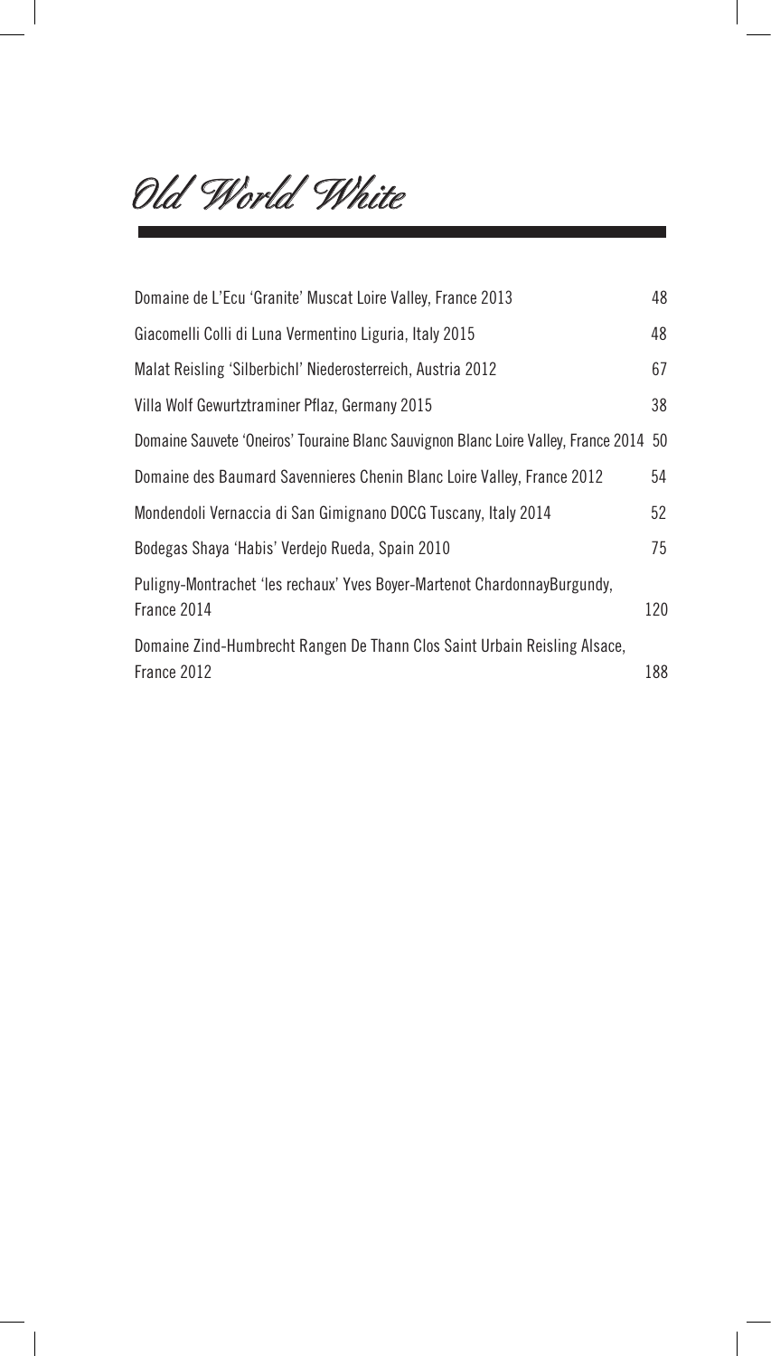# *Old World White*

| | |
|---|---|
| Domaine de L'Ecu 'Granite' Muscat Loire Valley, France 2013 | 48 |
| Giacomelli Colli di Luna Vermentino Liguria, Italy 2015 | 48 |
| Malat Reisling 'Silberbichl' Niederosterreich, Austria 2012 | 67 |
| Villa Wolf Gewurtztraminer Pflaz, Germany 2015 | 38 |
| Domaine Sauvete 'Oneiros' Touraine Blanc Sauvignon Blanc Loire Valley, France 2014 | 50 |
| Domaine des Baumard Savennieres Chenin Blanc Loire Valley, France 2012 | 54 |
| Mondendoli Vernaccia di San Gimignano DOCG Tuscany, Italy 2014 | 52 |
| Bodegas Shaya 'Habis' Verdejo Rueda, Spain 2010 | 75 |
| Puligny-Montrachet 'les rechaux' Yves Boyer-Martenot ChardonnayBurgundy, France 2014 | 120 |
| Domaine Zind-Humbrecht Rangen De Thann Clos Saint Urbain Reisling Alsace, France 2012 | 188 |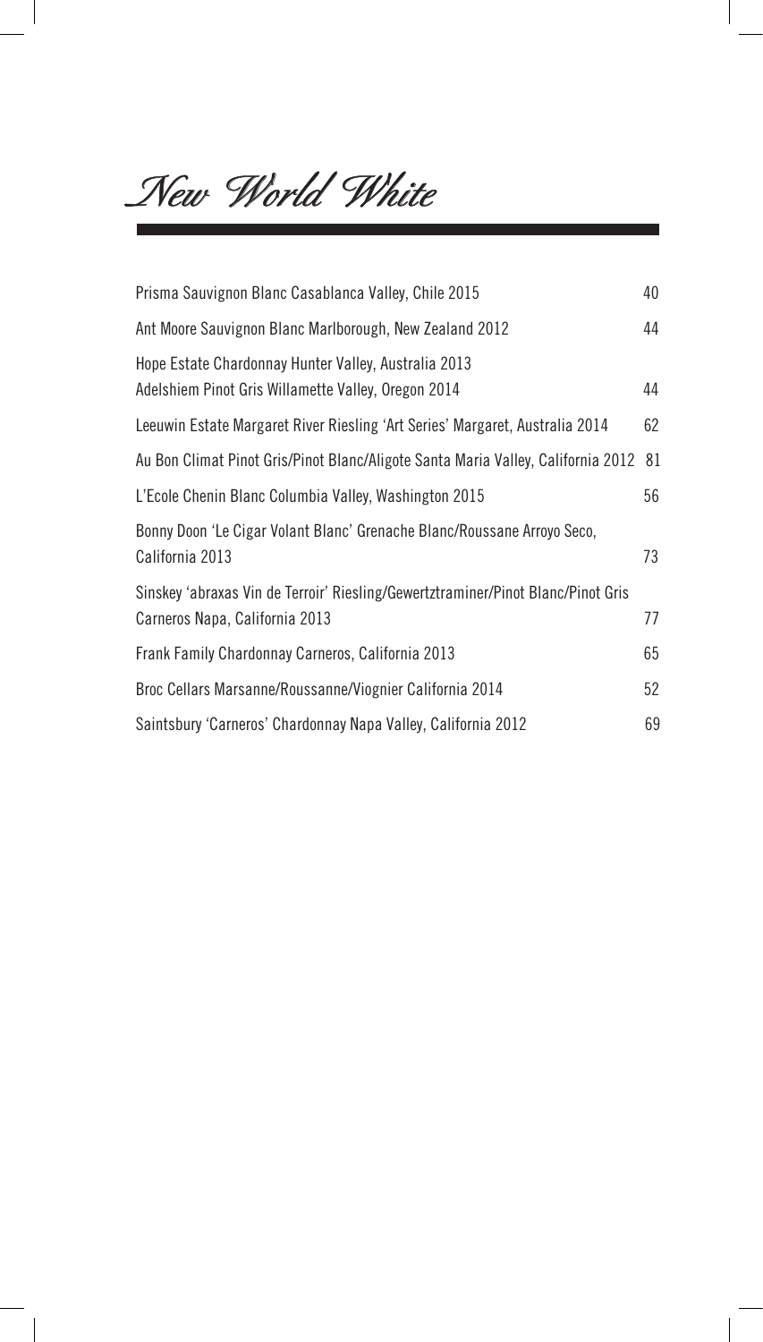# *New World White*

| | |
|---|---|
| Prisma Sauvignon Blanc Casablanca Valley, Chile 2015 | 40 |
| Ant Moore Sauvignon Blanc Marlborough, New Zealand 2012 | 44 |
| Hope Estate Chardonnay Hunter Valley, Australia 2013<br>Adelshiem Pinot Gris Willamette Valley, Oregon 2014 | 44 |
| Leeuwin Estate Margaret River Riesling 'Art Series' Margaret, Australia 2014 | 62 |
| Au Bon Climat Pinot Gris/Pinot Blanc/Aligote Santa Maria Valley, California 2012 | 81 |
| L'Ecole Chenin Blanc Columbia Valley, Washington 2015 | 56 |
| Bonny Doon 'Le Cigar Volant Blanc' Grenache Blanc/Roussane Arroyo Seco, California 2013 | 73 |
| Sinskey 'abraxas Vin de Terroir' Riesling/Gewertztraminer/Pinot Blanc/Pinot Gris Carneros Napa, California 2013 | 77 |
| Frank Family Chardonnay Carneros, California 2013 | 65 |
| Broc Cellars Marsanne/Roussanne/Viognier California 2014 | 52 |
| Saintsbury 'Carneros' Chardonnay Napa Valley, California 2012 | 69 |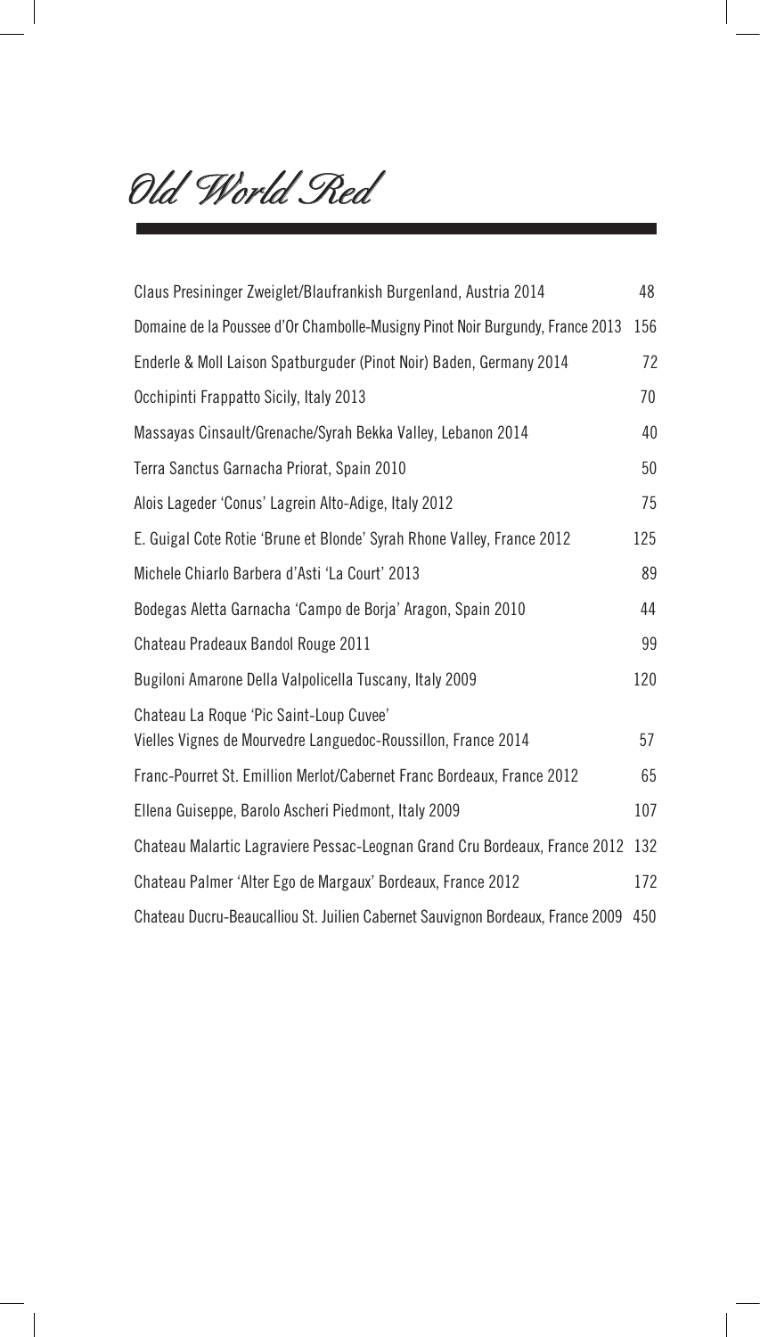# *Old World Red*

| Wine | Price |
| --- | --- |
| Claus Presininger Zweiglet/Blaufrankish Burgenland, Austria 2014 | 48 |
| Domaine de la Poussee d'Or Chambolle-Musigny Pinot Noir Burgundy, France 2013 | 156 |
| Enderle & Moll Laison Spatburguder (Pinot Noir) Baden, Germany 2014 | 72 |
| Occhipinti Frappatto Sicily, Italy 2013 | 70 |
| Massayas Cinsault/Grenache/Syrah Bekka Valley, Lebanon 2014 | 40 |
| Terra Sanctus Garnacha Priorat, Spain 2010 | 50 |
| Alois Lageder 'Conus' Lagrein Alto-Adige, Italy 2012 | 75 |
| E. Guigal Cote Rotie 'Brune et Blonde' Syrah Rhone Valley, France 2012 | 125 |
| Michele Chiarlo Barbera d'Asti 'La Court' 2013 | 89 |
| Bodegas Aletta Garnacha 'Campo de Borja' Aragon, Spain 2010 | 44 |
| Chateau Pradeaux Bandol Rouge 2011 | 99 |
| Bugiloni Amarone Della Valpolicella Tuscany, Italy 2009 | 120 |
| Chateau La Roque 'Pic Saint-Loup Cuvee' Vielles Vignes de Mourvedre Languedoc-Roussillon, France 2014 | 57 |
| Franc-Pourret St. Emillion Merlot/Cabernet Franc Bordeaux, France 2012 | 65 |
| Ellena Guiseppe, Barolo Ascheri Piedmont, Italy 2009 | 107 |
| Chateau Malartic Lagraviere Pessac-Leognan Grand Cru Bordeaux, France 2012 | 132 |
| Chateau Palmer 'Alter Ego de Margaux' Bordeaux, France 2012 | 172 |
| Chateau Ducru-Beaucalliou St. Juilien Cabernet Sauvignon Bordeaux, France 2009 | 450 |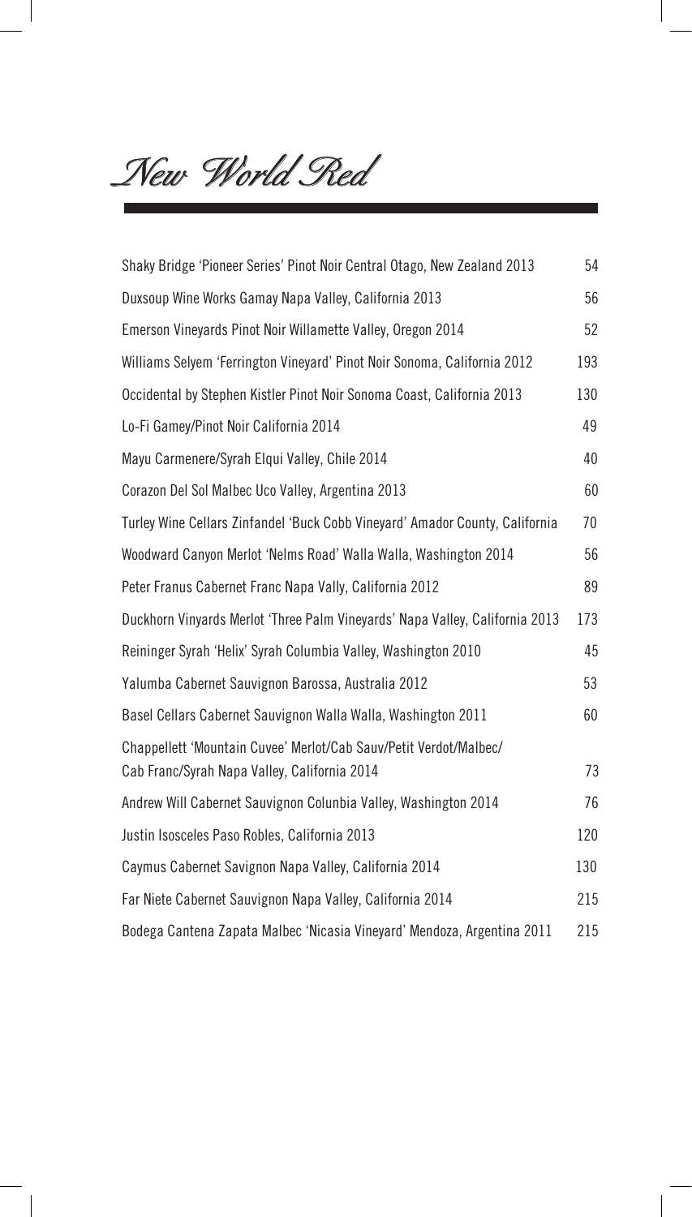# *New World Red*

| | |
|---|---|
| Shaky Bridge 'Pioneer Series' Pinot Noir Central Otago, New Zealand 2013 | 54 |
| Duxsoup Wine Works Gamay Napa Valley, California 2013 | 56 |
| Emerson Vineyards Pinot Noir Willamette Valley, Oregon 2014 | 52 |
| Williams Selyem 'Ferrington Vineyard' Pinot Noir Sonoma, California 2012 | 193 |
| Occidental by Stephen Kistler Pinot Noir Sonoma Coast, California 2013 | 130 |
| Lo-Fi Gamey/Pinot Noir California 2014 | 49 |
| Mayu Carmenere/Syrah Elqui Valley, Chile 2014 | 40 |
| Corazon Del Sol Malbec Uco Valley, Argentina 2013 | 60 |
| Turley Wine Cellars Zinfandel 'Buck Cobb Vineyard' Amador County, California | 70 |
| Woodward Canyon Merlot 'Nelms Road' Walla Walla, Washington 2014 | 56 |
| Peter Franus Cabernet Franc Napa Vally, California 2012 | 89 |
| Duckhorn Vinyards Merlot 'Three Palm Vineyards' Napa Valley, California 2013 | 173 |
| Reininger Syrah 'Helix' Syrah Columbia Valley, Washington 2010 | 45 |
| Yalumba Cabernet Sauvignon Barossa, Australia 2012 | 53 |
| Basel Cellars Cabernet Sauvignon Walla Walla, Washington 2011 | 60 |
| Chappellett 'Mountain Cuvee' Merlot/Cab Sauv/Petit Verdot/Malbec/ Cab Franc/Syrah Napa Valley, California 2014 | 73 |
| Andrew Will Cabernet Sauvignon Colunbia Valley, Washington 2014 | 76 |
| Justin Isosceles Paso Robles, California 2013 | 120 |
| Caymus Cabernet Savignon Napa Valley, California 2014 | 130 |
| Far Niete Cabernet Sauvignon Napa Valley, California 2014 | 215 |
| Bodega Cantena Zapata Malbec 'Nicasia Vineyard' Mendoza, Argentina 2011 | 215 |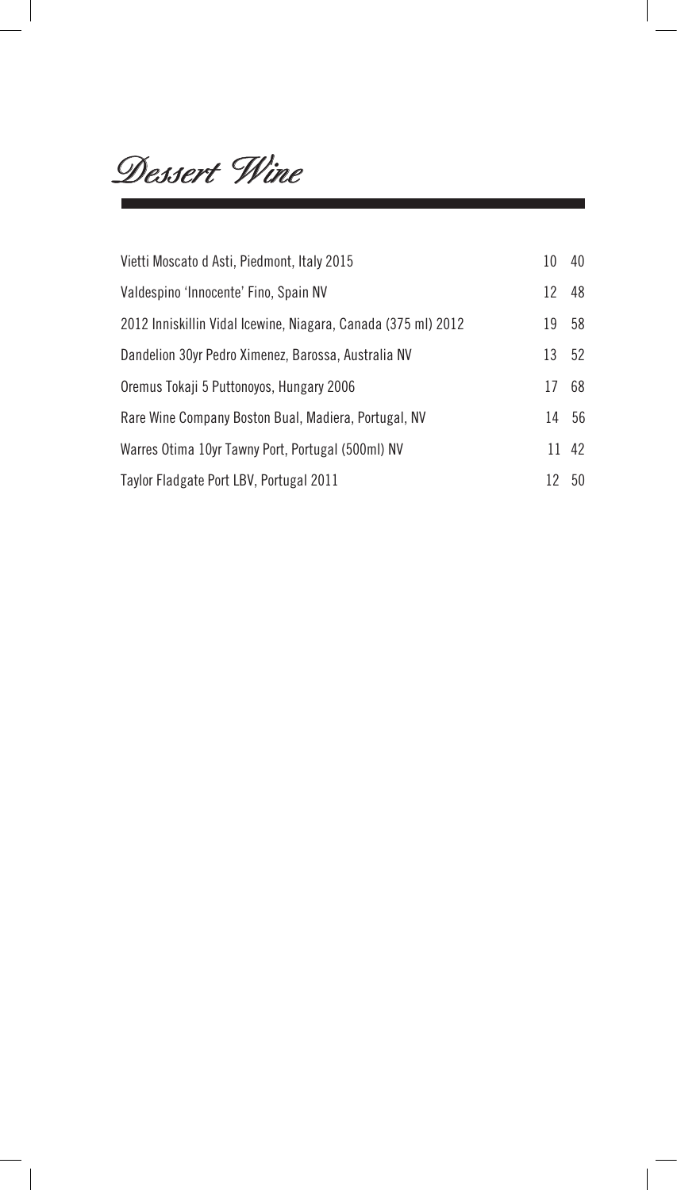# Dessert Wine

| | | |
|---|---|---|
| Vietti Moscato d Asti, Piedmont, Italy 2015 | 10 | 40 |
| Valdespino 'Innocente' Fino, Spain NV | 12 | 48 |
| 2012 Inniskillin Vidal Icewine, Niagara, Canada (375 ml) 2012 | 19 | 58 |
| Dandelion 30yr Pedro Ximenez, Barossa, Australia NV | 13 | 52 |
| Oremus Tokaji 5 Puttonoyos, Hungary 2006 | 17 | 68 |
| Rare Wine Company Boston Bual, Madiera, Portugal, NV | 14 | 56 |
| Warres Otima 10yr Tawny Port, Portugal (500ml) NV | 11 | 42 |
| Taylor Fladgate Port LBV, Portugal 2011 | 12 | 50 |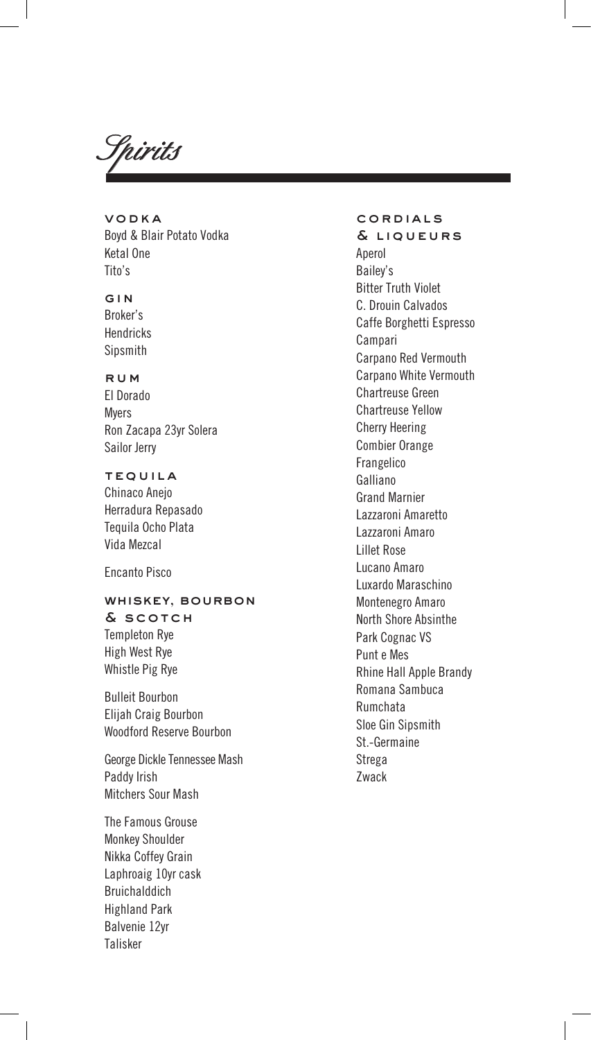# Spirits

## VODKA

Boyd & Blair Potato Vodka
Ketal One
Tito's

## GIN

Broker's
Hendricks
Sipsmith

## RUM

El Dorado
Myers
Ron Zacapa 23yr Solera
Sailor Jerry

## TEQUILA

Chinaco Anejo
Herradura Repasado
Tequila Ocho Plata
Vida Mezcal

Encanto Pisco

## WHISKEY, BOURBON & SCOTCH

Templeton Rye
High West Rye
Whistle Pig Rye

Bulleit Bourbon
Elijah Craig Bourbon
Woodford Reserve Bourbon

George Dickle Tennessee Mash
Paddy Irish
Mitchers Sour Mash

The Famous Grouse
Monkey Shoulder
Nikka Coffey Grain
Laphroaig 10yr cask
Bruichalddich
Highland Park
Balvenie 12yr
Talisker

## CORDIALS & LIQUEURS

Aperol
Bailey's
Bitter Truth Violet
C. Drouin Calvados
Caffe Borghetti Espresso
Campari
Carpano Red Vermouth
Carpano White Vermouth
Chartreuse Green
Chartreuse Yellow
Cherry Heering
Combier Orange
Frangelico
Galliano
Grand Marnier
Lazzaroni Amaretto
Lazzaroni Amaro
Lillet Rose
Lucano Amaro
Luxardo Maraschino
Montenegro Amaro
North Shore Absinthe
Park Cognac VS
Punt e Mes
Rhine Hall Apple Brandy
Romana Sambuca
Rumchata
Sloe Gin Sipsmith
St.-Germaine
Strega
Zwack